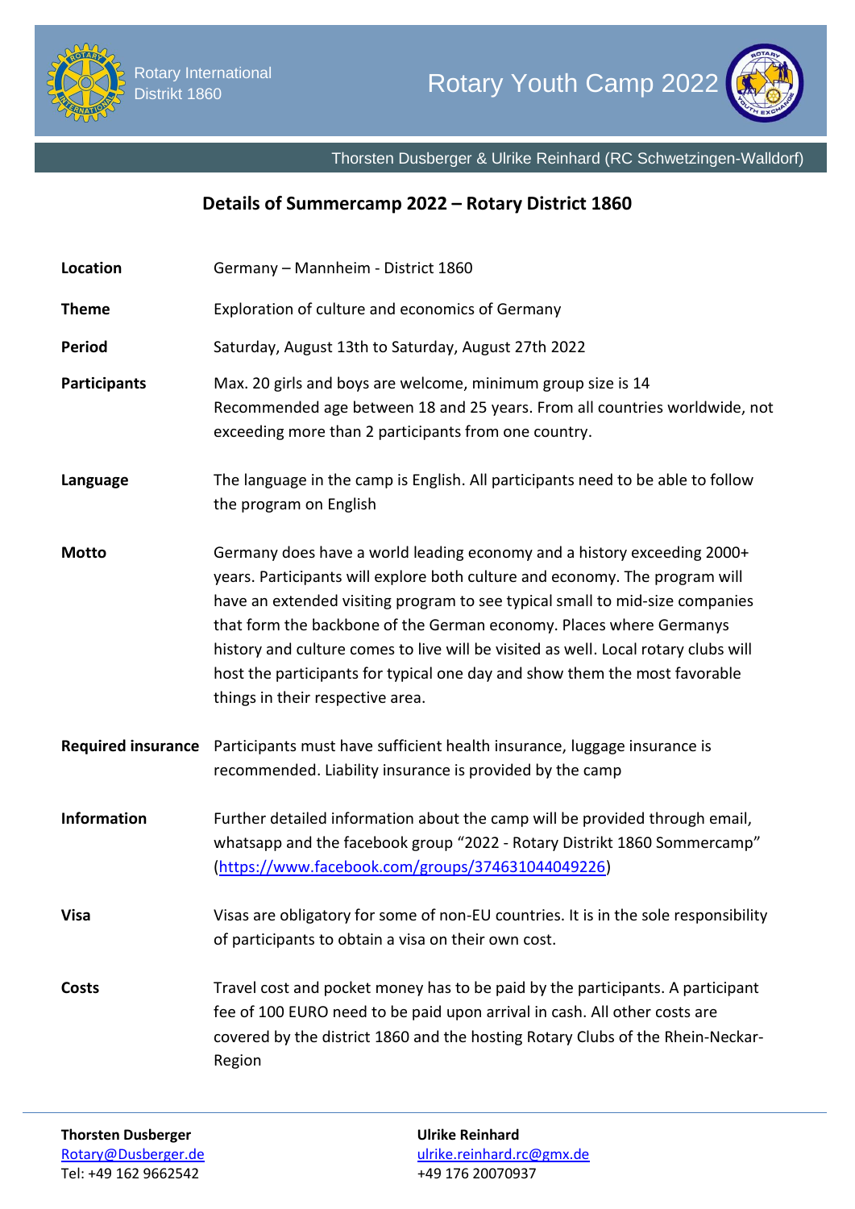Rotary International
Distrikt 1860

Rotary Youth Camp 2022

Thorsten Dusberger & Ulrike Reinhard (RC Schwetzingen-Walldorf)

## Details of Summercamp 2022 – Rotary District 1860

| | |
|---|---|
| **Location** | Germany – Mannheim - District 1860 |
| **Theme** | Exploration of culture and economics of Germany |
| **Period** | Saturday, August 13th to Saturday, August 27th 2022 |
| **Participants** | Max. 20 girls and boys are welcome, minimum group size is 14 Recommended age between 18 and 25 years. From all countries worldwide, not exceeding more than 2 participants from one country. |
| **Language** | The language in the camp is English. All participants need to be able to follow the program on English |
| **Motto** | Germany does have a world leading economy and a history exceeding 2000+ years. Participants will explore both culture and economy. The program will have an extended visiting program to see typical small to mid-size companies that form the backbone of the German economy. Places where Germanys history and culture comes to live will be visited as well. Local rotary clubs will host the participants for typical one day and show them the most favorable things in their respective area. |
| **Required insurance** | Participants must have sufficient health insurance, luggage insurance is recommended. Liability insurance is provided by the camp |
| **Information** | Further detailed information about the camp will be provided through email, whatsapp and the facebook group "2022 - Rotary Distrikt 1860 Sommercamp" (https://www.facebook.com/groups/374631044049226) |
| **Visa** | Visas are obligatory for some of non-EU countries. It is in the sole responsibility of participants to obtain a visa on their own cost. |
| **Costs** | Travel cost and pocket money has to be paid by the participants. A participant fee of 100 EURO need to be paid upon arrival in cash. All other costs are covered by the district 1860 and the hosting Rotary Clubs of the Rhein-Neckar-Region |

**Thorsten Dusberger**
Rotary@Dusberger.de
Tel: +49 162 9662542

**Ulrike Reinhard**
ulrike.reinhard.rc@gmx.de
+49 176 20070937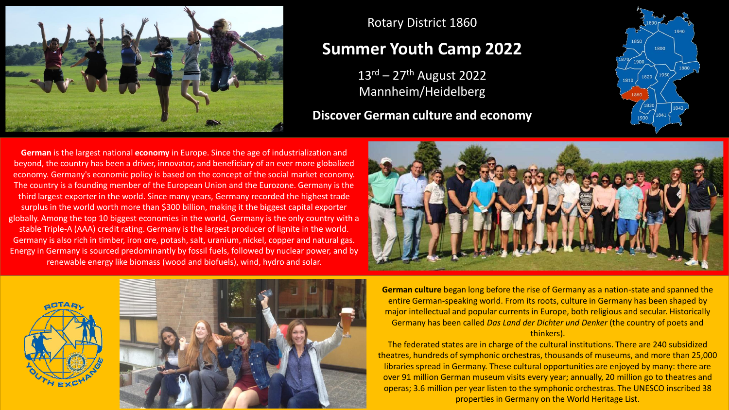Rotary District 1860

# Summer Youth Camp 2022

13rd – 27th August 2022
Mannheim/Heidelberg

**Discover German culture and economy**

**German** is the largest national **economy** in Europe. Since the age of industrialization and beyond, the country has been a driver, innovator, and beneficiary of an ever more globalized economy. Germany's economic policy is based on the concept of the social market economy. The country is a founding member of the European Union and the Eurozone. Germany is the third largest exporter in the world. Since many years, Germany recorded the highest trade surplus in the world worth more than $300 billion, making it the biggest capital exporter globally. Among the top 10 biggest economies in the world, Germany is the only country with a stable Triple-A (AAA) credit rating. Germany is the largest producer of lignite in the world. Germany is also rich in timber, iron ore, potash, salt, uranium, nickel, copper and natural gas. Energy in Germany is sourced predominantly by fossil fuels, followed by nuclear power, and by renewable energy like biomass (wood and biofuels), wind, hydro and solar.

**German culture** began long before the rise of Germany as a nation-state and spanned the entire German-speaking world. From its roots, culture in Germany has been shaped by major intellectual and popular currents in Europe, both religious and secular. Historically Germany has been called *Das Land der Dichter und Denker* (the country of poets and thinkers).

The federated states are in charge of the cultural institutions. There are 240 subsidized theatres, hundreds of symphonic orchestras, thousands of museums, and more than 25,000 libraries spread in Germany. These cultural opportunities are enjoyed by many: there are over 91 million German museum visits every year; annually, 20 million go to theatres and operas; 3.6 million per year listen to the symphonic orchestras. The UNESCO inscribed 38 properties in Germany on the World Heritage List.